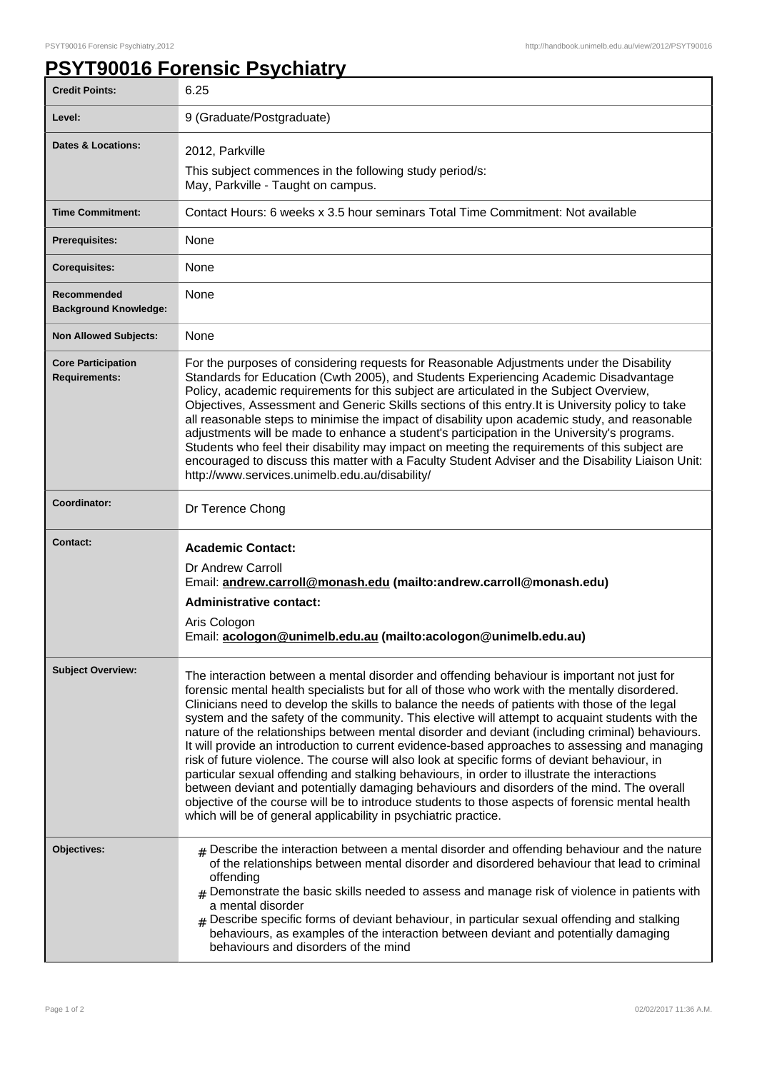# PSYT90016 Forensic Psychiatry

| | |
|---|---|
| **Credit Points:** | 6.25 |
| **Level:** | 9 (Graduate/Postgraduate) |
| **Dates & Locations:** | 2012, Parkville<br><br>This subject commences in the following study period/s:<br>May, Parkville - Taught on campus. |
| **Time Commitment:** | Contact Hours: 6 weeks x 3.5 hour seminars Total Time Commitment: Not available |
| **Prerequisites:** | None |
| **Corequisites:** | None |
| **Recommended Background Knowledge:** | None |
| **Non Allowed Subjects:** | None |
| **Core Participation Requirements:** | For the purposes of considering requests for Reasonable Adjustments under the Disability Standards for Education (Cwth 2005), and Students Experiencing Academic Disadvantage Policy, academic requirements for this subject are articulated in the Subject Overview, Objectives, Assessment and Generic Skills sections of this entry.It is University policy to take all reasonable steps to minimise the impact of disability upon academic study, and reasonable adjustments will be made to enhance a student's participation in the University's programs. Students who feel their disability may impact on meeting the requirements of this subject are encouraged to discuss this matter with a Faculty Student Adviser and the Disability Liaison Unit: http://www.services.unimelb.edu.au/disability/ |
| **Coordinator:** | Dr Terence Chong |
| **Contact:** | **Academic Contact:**<br><br>Dr Andrew Carroll<br>Email: **andrew.carroll@monash.edu (mailto:andrew.carroll@monash.edu)**<br><br>**Administrative contact:**<br><br>Aris Cologon<br>Email: **acologon@unimelb.edu.au (mailto:acologon@unimelb.edu.au)** |
| **Subject Overview:** | The interaction between a mental disorder and offending behaviour is important not just for forensic mental health specialists but for all of those who work with the mentally disordered. Clinicians need to develop the skills to balance the needs of patients with those of the legal system and the safety of the community. This elective will attempt to acquaint students with the nature of the relationships between mental disorder and deviant (including criminal) behaviours. It will provide an introduction to current evidence-based approaches to assessing and managing risk of future violence. The course will also look at specific forms of deviant behaviour, in particular sexual offending and stalking behaviours, in order to illustrate the interactions between deviant and potentially damaging behaviours and disorders of the mind. The overall objective of the course will be to introduce students to those aspects of forensic mental health which will be of general applicability in psychiatric practice. |
| **Objectives:** | # Describe the interaction between a mental disorder and offending behaviour and the nature of the relationships between mental disorder and disordered behaviour that lead to criminal offending<br># Demonstrate the basic skills needed to assess and manage risk of violence in patients with a mental disorder<br># Describe specific forms of deviant behaviour, in particular sexual offending and stalking behaviours, as examples of the interaction between deviant and potentially damaging behaviours and disorders of the mind |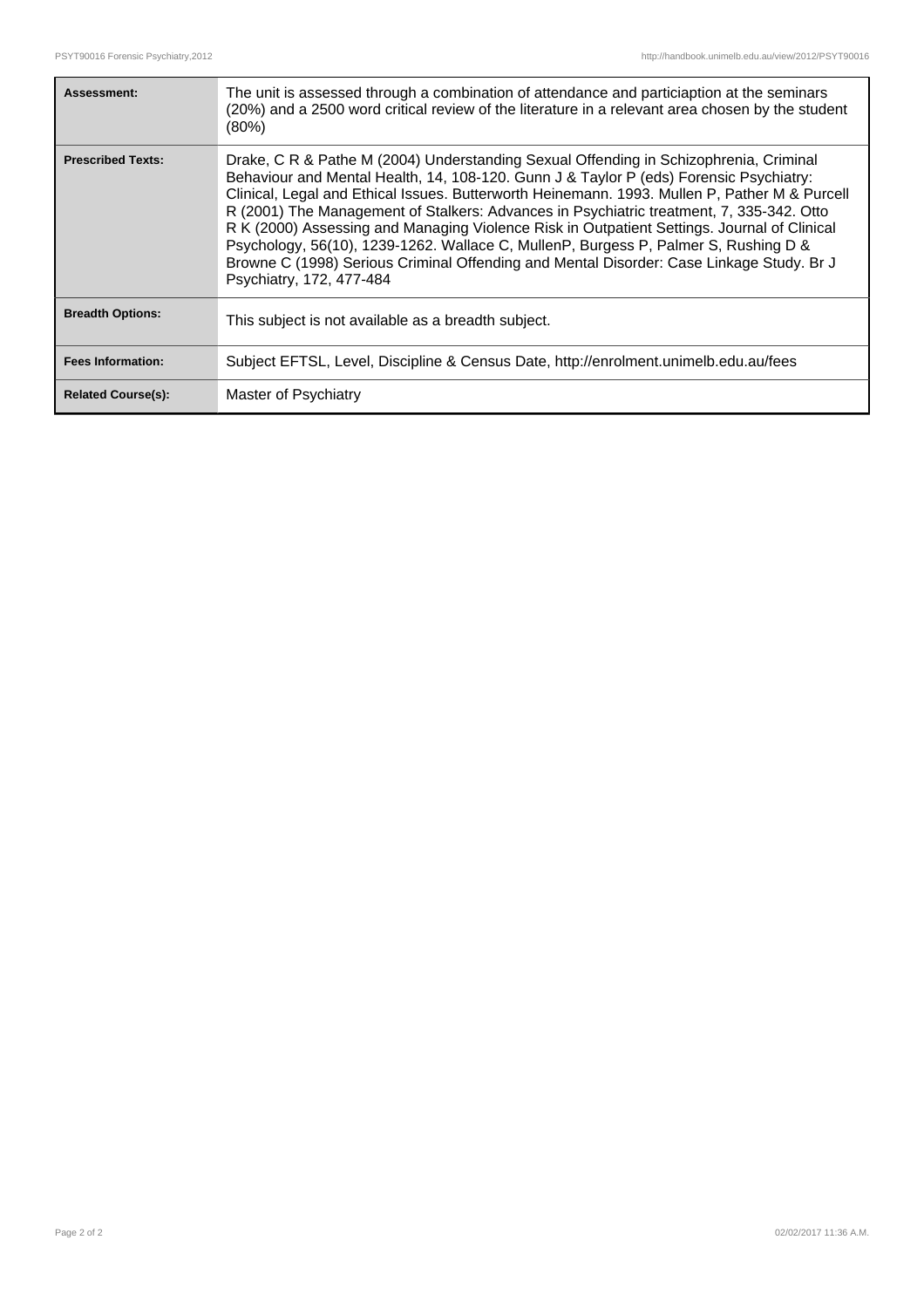| | |
|---|---|
| **Assessment:** | The unit is assessed through a combination of attendance and particiaption at the seminars (20%) and a 2500 word critical review of the literature in a relevant area chosen by the student (80%) |
| **Prescribed Texts:** | Drake, C R & Pathe M (2004) Understanding Sexual Offending in Schizophrenia, Criminal Behaviour and Mental Health, 14, 108-120. Gunn J & Taylor P (eds) Forensic Psychiatry: Clinical, Legal and Ethical Issues. Butterworth Heinemann. 1993. Mullen P, Pather M & Purcell R (2001) The Management of Stalkers: Advances in Psychiatric treatment, 7, 335-342. Otto R K (2000) Assessing and Managing Violence Risk in Outpatient Settings. Journal of Clinical Psychology, 56(10), 1239-1262. Wallace C, MullenP, Burgess P, Palmer S, Rushing D & Browne C (1998) Serious Criminal Offending and Mental Disorder: Case Linkage Study. Br J Psychiatry, 172, 477-484 |
| **Breadth Options:** | This subject is not available as a breadth subject. |
| **Fees Information:** | Subject EFTSL, Level, Discipline & Census Date, http://enrolment.unimelb.edu.au/fees |
| **Related Course(s):** | Master of Psychiatry |